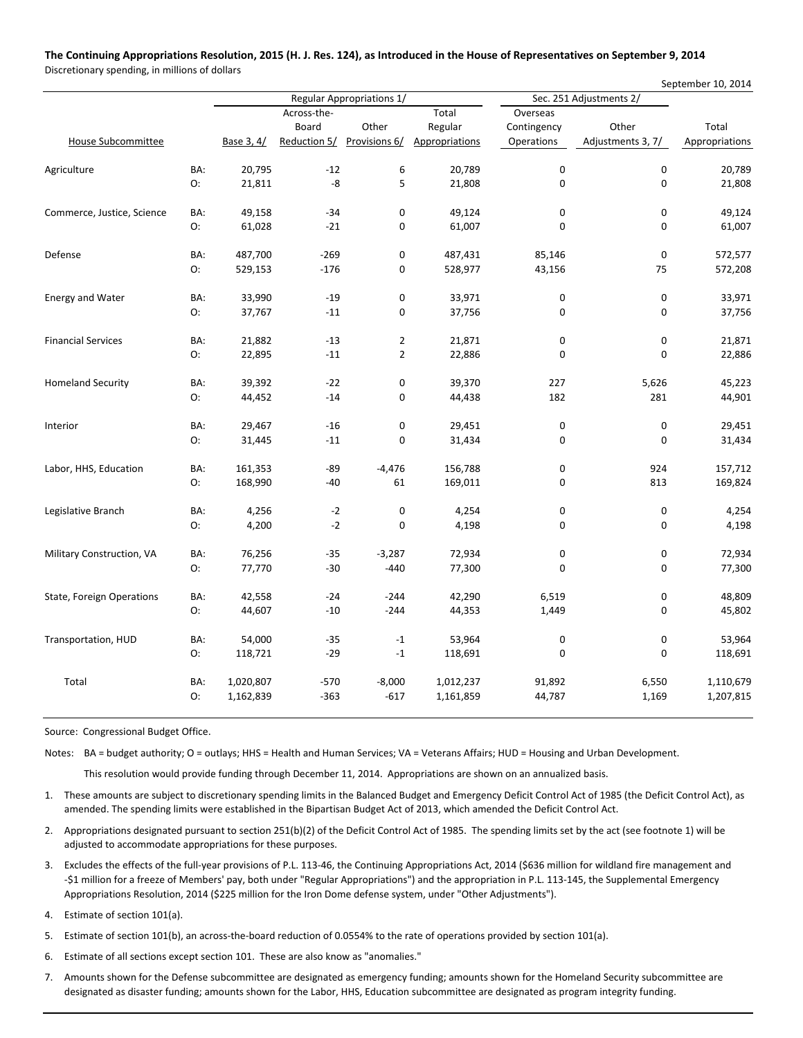**The Continuing Appropriations Resolution, 2015 (H. J. Res. 124), as Introduced in the House of Representatives on September 9, 2014**

Discretionary spending, in millions of dollars

September 10, 2014

| House Subcommittee | | Regular Appropriations 1/ | | | | Sec. 251 Adjustments 2/ | | |
|---|---|---|---|---|---|---|---|---|
| | | Base 3, 4/ | Across-the-Board Reduction 5/ | Other Provisions 6/ | Total Regular Appropriations | Overseas Contingency Operations | Other Adjustments 3, 7/ | Total Appropriations |
| Agriculture | BA: | 20,795 | -12 | 6 | 20,789 | 0 | 0 | 20,789 |
| | O: | 21,811 | -8 | 5 | 21,808 | 0 | 0 | 21,808 |
| Commerce, Justice, Science | BA: | 49,158 | -34 | 0 | 49,124 | 0 | 0 | 49,124 |
| | O: | 61,028 | -21 | 0 | 61,007 | 0 | 0 | 61,007 |
| Defense | BA: | 487,700 | -269 | 0 | 487,431 | 85,146 | 0 | 572,577 |
| | O: | 529,153 | -176 | 0 | 528,977 | 43,156 | 75 | 572,208 |
| Energy and Water | BA: | 33,990 | -19 | 0 | 33,971 | 0 | 0 | 33,971 |
| | O: | 37,767 | -11 | 0 | 37,756 | 0 | 0 | 37,756 |
| Financial Services | BA: | 21,882 | -13 | 2 | 21,871 | 0 | 0 | 21,871 |
| | O: | 22,895 | -11 | 2 | 22,886 | 0 | 0 | 22,886 |
| Homeland Security | BA: | 39,392 | -22 | 0 | 39,370 | 227 | 5,626 | 45,223 |
| | O: | 44,452 | -14 | 0 | 44,438 | 182 | 281 | 44,901 |
| Interior | BA: | 29,467 | -16 | 0 | 29,451 | 0 | 0 | 29,451 |
| | O: | 31,445 | -11 | 0 | 31,434 | 0 | 0 | 31,434 |
| Labor, HHS, Education | BA: | 161,353 | -89 | -4,476 | 156,788 | 0 | 924 | 157,712 |
| | O: | 168,990 | -40 | 61 | 169,011 | 0 | 813 | 169,824 |
| Legislative Branch | BA: | 4,256 | -2 | 0 | 4,254 | 0 | 0 | 4,254 |
| | O: | 4,200 | -2 | 0 | 4,198 | 0 | 0 | 4,198 |
| Military Construction, VA | BA: | 76,256 | -35 | -3,287 | 72,934 | 0 | 0 | 72,934 |
| | O: | 77,770 | -30 | -440 | 77,300 | 0 | 0 | 77,300 |
| State, Foreign Operations | BA: | 42,558 | -24 | -244 | 42,290 | 6,519 | 0 | 48,809 |
| | O: | 44,607 | -10 | -244 | 44,353 | 1,449 | 0 | 45,802 |
| Transportation, HUD | BA: | 54,000 | -35 | -1 | 53,964 | 0 | 0 | 53,964 |
| | O: | 118,721 | -29 | -1 | 118,691 | 0 | 0 | 118,691 |
| Total | BA: | 1,020,807 | -570 | -8,000 | 1,012,237 | 91,892 | 6,550 | 1,110,679 |
| | O: | 1,162,839 | -363 | -617 | 1,161,859 | 44,787 | 1,169 | 1,207,815 |

Source: Congressional Budget Office.

Notes: BA = budget authority; O = outlays; HHS = Health and Human Services; VA = Veterans Affairs; HUD = Housing and Urban Development.

This resolution would provide funding through December 11, 2014. Appropriations are shown on an annualized basis.

1. These amounts are subject to discretionary spending limits in the Balanced Budget and Emergency Deficit Control Act of 1985 (the Deficit Control Act), as amended. The spending limits were established in the Bipartisan Budget Act of 2013, which amended the Deficit Control Act.
2. Appropriations designated pursuant to section 251(b)(2) of the Deficit Control Act of 1985. The spending limits set by the act (see footnote 1) will be adjusted to accommodate appropriations for these purposes.
3. Excludes the effects of the full-year provisions of P.L. 113-46, the Continuing Appropriations Act, 2014 ($636 million for wildland fire management and -$1 million for a freeze of Members' pay, both under "Regular Appropriations") and the appropriation in P.L. 113-145, the Supplemental Emergency Appropriations Resolution, 2014 ($225 million for the Iron Dome defense system, under "Other Adjustments").
4. Estimate of section 101(a).
5. Estimate of section 101(b), an across-the-board reduction of 0.0554% to the rate of operations provided by section 101(a).
6. Estimate of all sections except section 101. These are also know as "anomalies."
7. Amounts shown for the Defense subcommittee are designated as emergency funding; amounts shown for the Homeland Security subcommittee are designated as disaster funding; amounts shown for the Labor, HHS, Education subcommittee are designated as program integrity funding.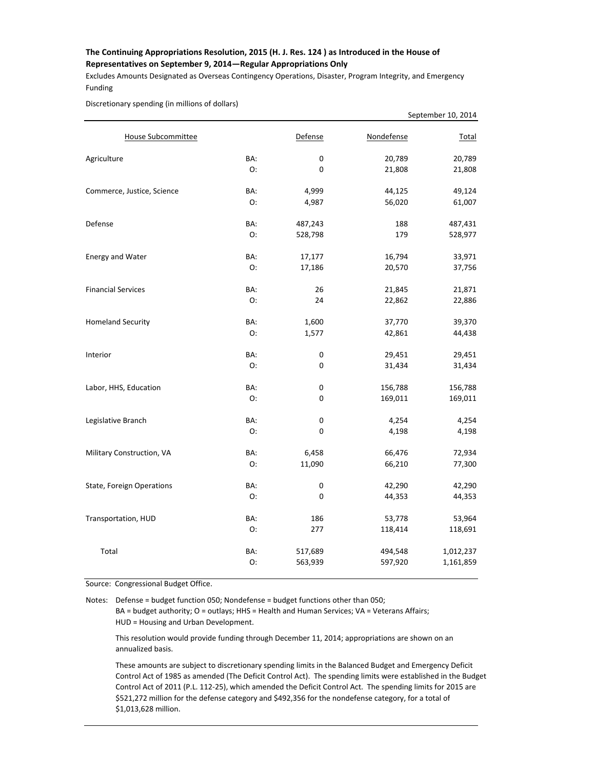**The Continuing Appropriations Resolution, 2015 (H. J. Res. 124 ) as Introduced in the House of Representatives on September 9, 2014—Regular Appropriations Only**

Excludes Amounts Designated as Overseas Contingency Operations, Disaster, Program Integrity, and Emergency Funding

Discretionary spending (in millions of dollars)

September 10, 2014

| House Subcommittee | | Defense | Nondefense | Total |
|---|---|---|---|---|
| Agriculture | BA: | 0 | 20,789 | 20,789 |
| | O: | 0 | 21,808 | 21,808 |
| Commerce, Justice, Science | BA: | 4,999 | 44,125 | 49,124 |
| | O: | 4,987 | 56,020 | 61,007 |
| Defense | BA: | 487,243 | 188 | 487,431 |
| | O: | 528,798 | 179 | 528,977 |
| Energy and Water | BA: | 17,177 | 16,794 | 33,971 |
| | O: | 17,186 | 20,570 | 37,756 |
| Financial Services | BA: | 26 | 21,845 | 21,871 |
| | O: | 24 | 22,862 | 22,886 |
| Homeland Security | BA: | 1,600 | 37,770 | 39,370 |
| | O: | 1,577 | 42,861 | 44,438 |
| Interior | BA: | 0 | 29,451 | 29,451 |
| | O: | 0 | 31,434 | 31,434 |
| Labor, HHS, Education | BA: | 0 | 156,788 | 156,788 |
| | O: | 0 | 169,011 | 169,011 |
| Legislative Branch | BA: | 0 | 4,254 | 4,254 |
| | O: | 0 | 4,198 | 4,198 |
| Military Construction, VA | BA: | 6,458 | 66,476 | 72,934 |
| | O: | 11,090 | 66,210 | 77,300 |
| State, Foreign Operations | BA: | 0 | 42,290 | 42,290 |
| | O: | 0 | 44,353 | 44,353 |
| Transportation, HUD | BA: | 186 | 53,778 | 53,964 |
| | O: | 277 | 118,414 | 118,691 |
| Total | BA: | 517,689 | 494,548 | 1,012,237 |
| | O: | 563,939 | 597,920 | 1,161,859 |

Source: Congressional Budget Office.

Notes: Defense = budget function 050; Nondefense = budget functions other than 050; BA = budget authority; O = outlays; HHS = Health and Human Services; VA = Veterans Affairs; HUD = Housing and Urban Development.

This resolution would provide funding through December 11, 2014; appropriations are shown on an annualized basis.

These amounts are subject to discretionary spending limits in the Balanced Budget and Emergency Deficit Control Act of 1985 as amended (The Deficit Control Act). The spending limits were established in the Budget Control Act of 2011 (P.L. 112-25), which amended the Deficit Control Act. The spending limits for 2015 are $521,272 million for the defense category and $492,356 for the nondefense category, for a total of $1,013,628 million.